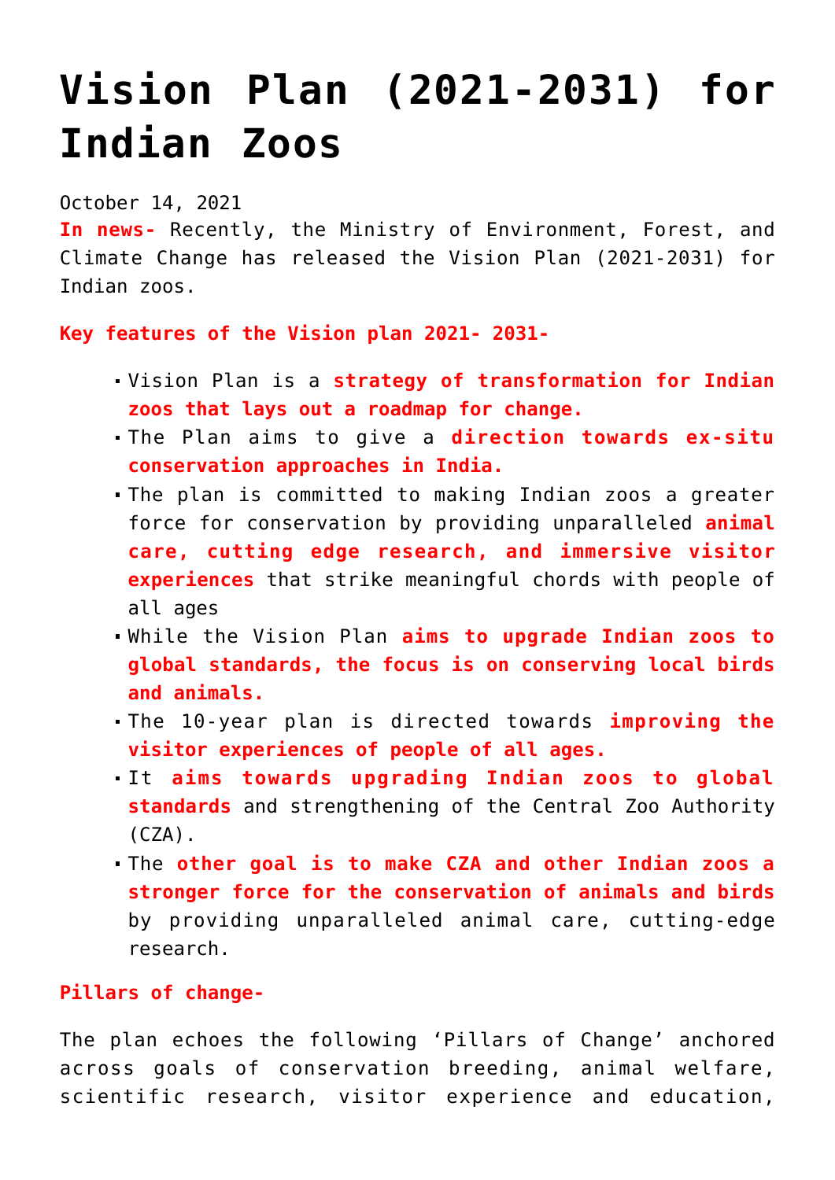# Vision Plan (2021-2031) for Indian Zoos

October 14, 2021

**In news-** Recently, the Ministry of Environment, Forest, and Climate Change has released the Vision Plan (2021-2031) for Indian zoos.

**Key features of the Vision plan 2021- 2031-**

- Vision Plan is a **strategy of transformation for Indian zoos that lays out a roadmap for change.**
- The Plan aims to give a **direction towards ex-situ conservation approaches in India.**
- The plan is committed to making Indian zoos a greater force for conservation by providing unparalleled **animal care, cutting edge research, and immersive visitor experiences** that strike meaningful chords with people of all ages
- While the Vision Plan **aims to upgrade Indian zoos to global standards, the focus is on conserving local birds and animals.**
- The 10-year plan is directed towards **improving the visitor experiences of people of all ages.**
- It **aims towards upgrading Indian zoos to global standards** and strengthening of the Central Zoo Authority (CZA).
- The **other goal is to make CZA and other Indian zoos a stronger force for the conservation of animals and birds** by providing unparalleled animal care, cutting-edge research.

**Pillars of change-**

The plan echoes the following 'Pillars of Change' anchored across goals of conservation breeding, animal welfare, scientific research, visitor experience and education,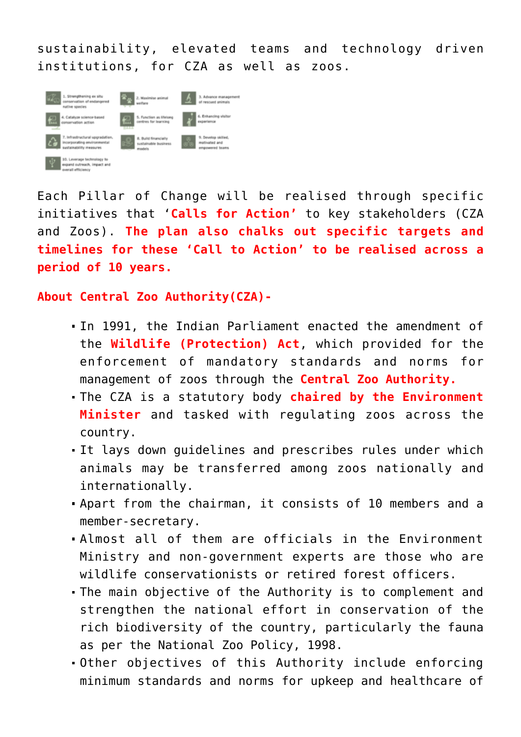sustainability, elevated teams and technology driven institutions, for CZA as well as zoos.

1. Strengthening ex situ conservation of endangered native species
2. Maximise animal welfare
3. Advance management of rescued animals
4. Catalyze science-based conservation action
5. Function as lifelong centres for learning
6. Enhancing visitor experience
7. Infrastructural upgradation, incorporating environmental sustainability measures
8. Build financially sustainable business models
9. Develop skilled, motivated and empowered teams
10. Leverage technology to expand outreach, impact and overall efficiency

Each Pillar of Change will be realised through specific initiatives that '**Calls for Action**' to key stakeholders (CZA and Zoos). **The plan also chalks out specific targets and timelines for these 'Call to Action' to be realised across a period of 10 years.**

**About Central Zoo Authority(CZA)-**

- In 1991, the Indian Parliament enacted the amendment of the **Wildlife (Protection) Act**, which provided for the enforcement of mandatory standards and norms for management of zoos through the **Central Zoo Authority.**
- The CZA is a statutory body **chaired by the Environment Minister** and tasked with regulating zoos across the country.
- It lays down guidelines and prescribes rules under which animals may be transferred among zoos nationally and internationally.
- Apart from the chairman, it consists of 10 members and a member-secretary.
- Almost all of them are officials in the Environment Ministry and non-government experts are those who are wildlife conservationists or retired forest officers.
- The main objective of the Authority is to complement and strengthen the national effort in conservation of the rich biodiversity of the country, particularly the fauna as per the National Zoo Policy, 1998.
- Other objectives of this Authority include enforcing minimum standards and norms for upkeep and healthcare of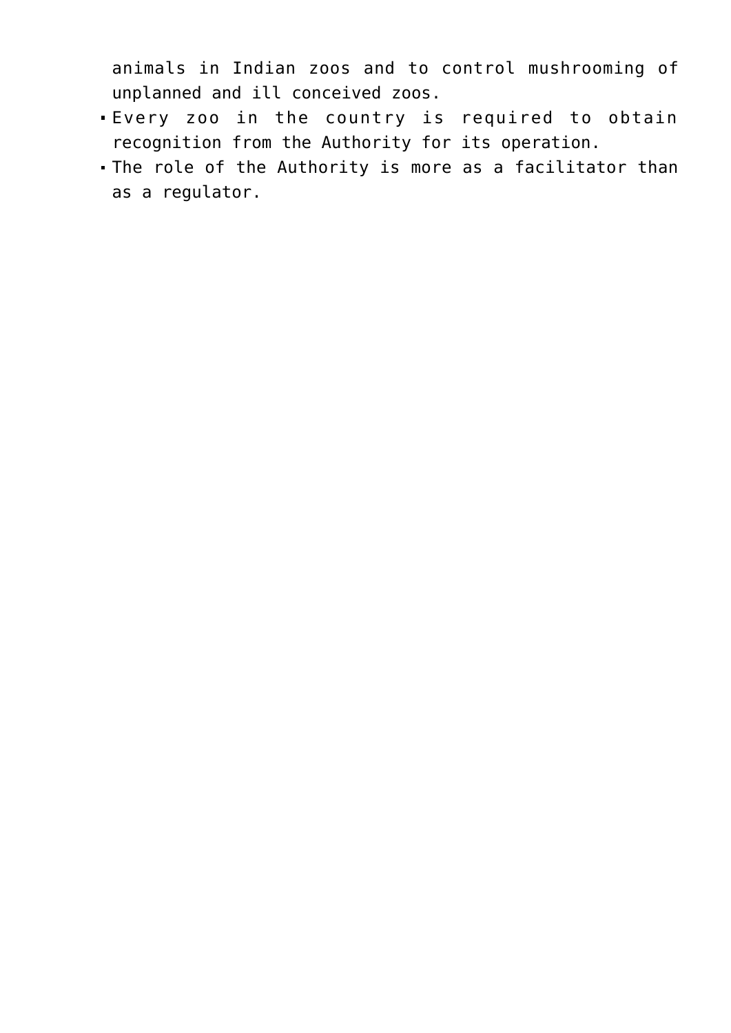animals in Indian zoos and to control mushrooming of unplanned and ill conceived zoos.

- Every zoo in the country is required to obtain recognition from the Authority for its operation.
- The role of the Authority is more as a facilitator than as a regulator.